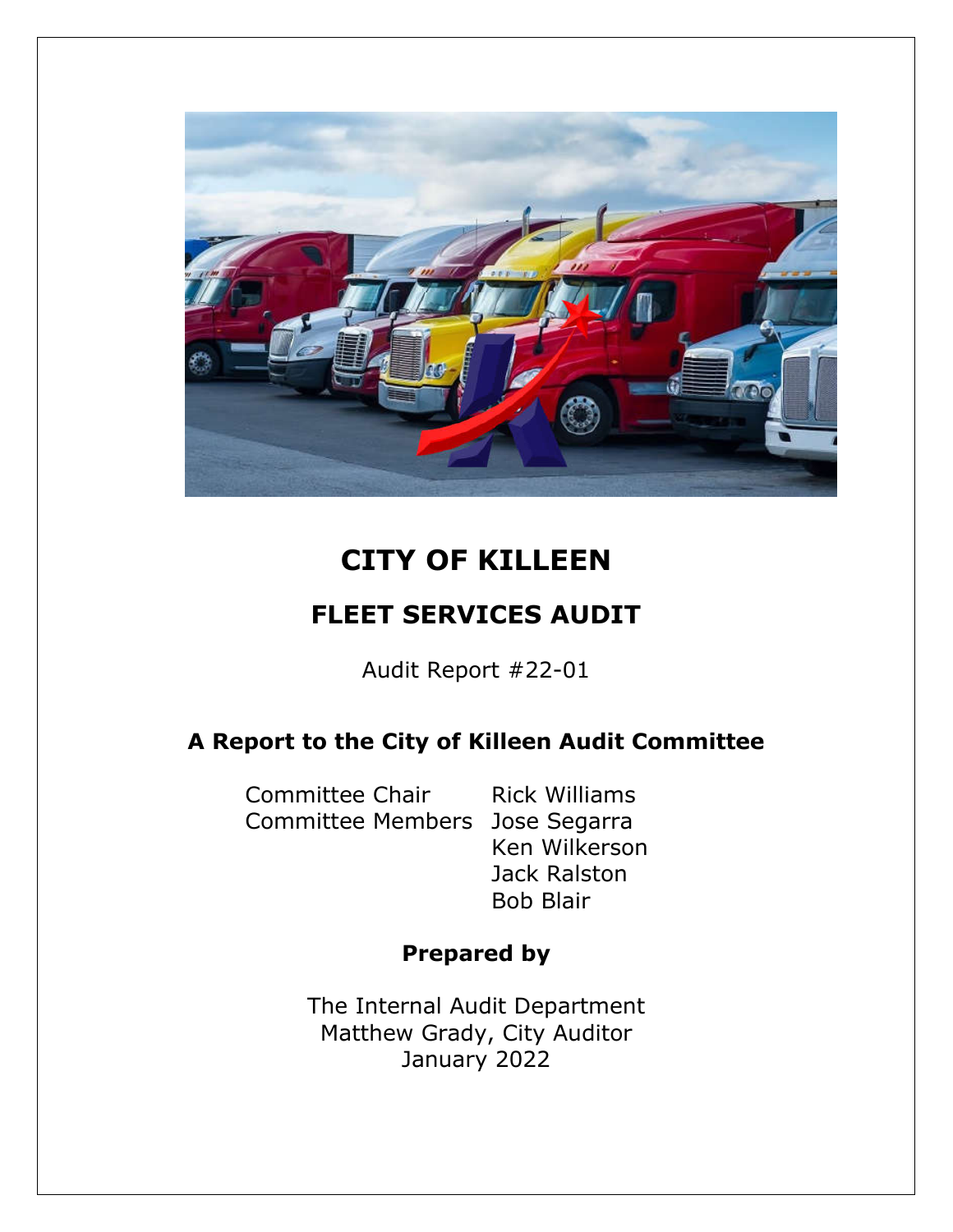# CITY OF KILLEEN

## FLEET SERVICES AUDIT

Audit Report #22-01

### A Report to the City of Killeen Audit Committee

| | |
|---|---|
| Committee Chair | Rick Williams |
| Committee Members | Jose Segarra |
| | Ken Wilkerson |
| | Jack Ralston |
| | Bob Blair |

**Prepared by**

The Internal Audit Department
Matthew Grady, City Auditor
January 2022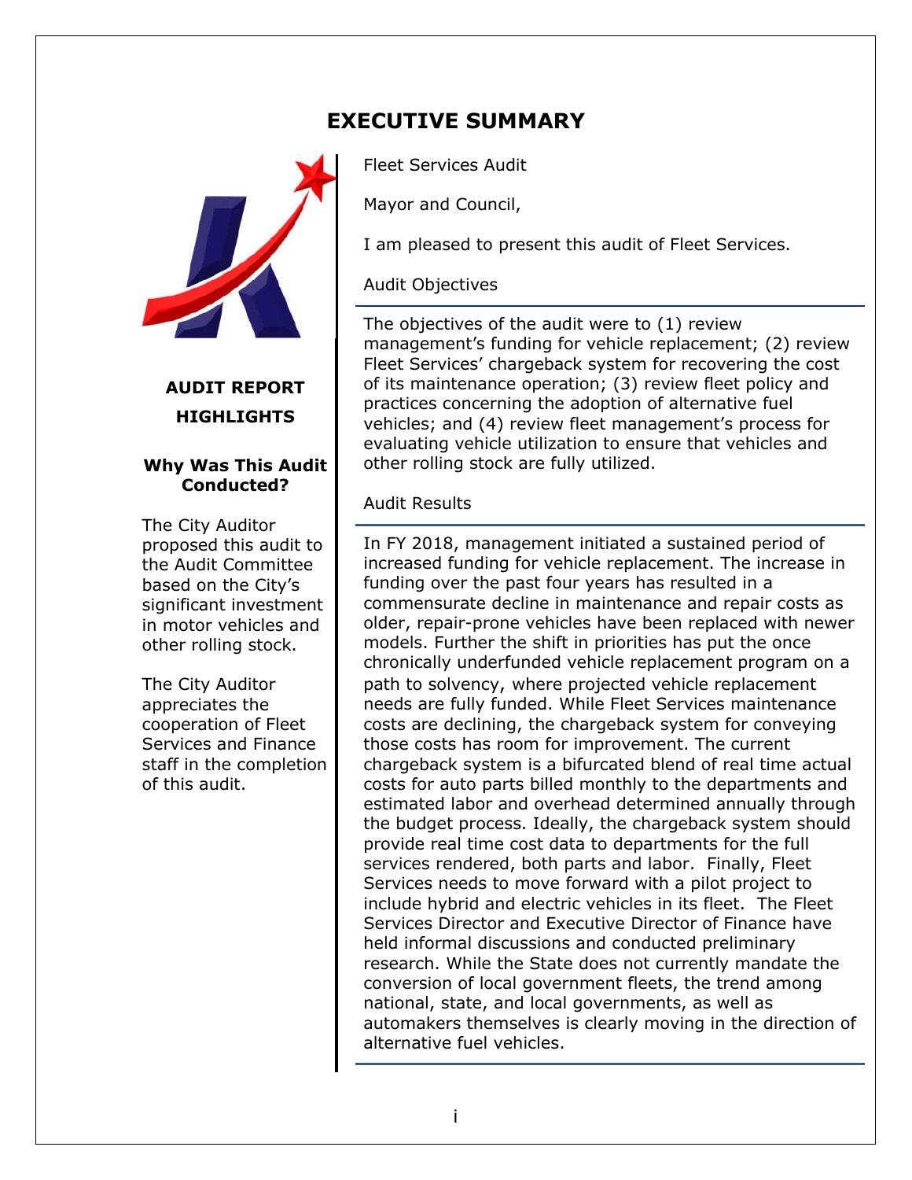# EXECUTIVE SUMMARY

## AUDIT REPORT HIGHLIGHTS

### Why Was This Audit Conducted?

The City Auditor proposed this audit to the Audit Committee based on the City's significant investment in motor vehicles and other rolling stock.

The City Auditor appreciates the cooperation of Fleet Services and Finance staff in the completion of this audit.

Fleet Services Audit

Mayor and Council,

I am pleased to present this audit of Fleet Services.

### Audit Objectives

The objectives of the audit were to (1) review management's funding for vehicle replacement; (2) review Fleet Services' chargeback system for recovering the cost of its maintenance operation; (3) review fleet policy and practices concerning the adoption of alternative fuel vehicles; and (4) review fleet management's process for evaluating vehicle utilization to ensure that vehicles and other rolling stock are fully utilized.

### Audit Results

In FY 2018, management initiated a sustained period of increased funding for vehicle replacement. The increase in funding over the past four years has resulted in a commensurate decline in maintenance and repair costs as older, repair-prone vehicles have been replaced with newer models. Further the shift in priorities has put the once chronically underfunded vehicle replacement program on a path to solvency, where projected vehicle replacement needs are fully funded. While Fleet Services maintenance costs are declining, the chargeback system for conveying those costs has room for improvement. The current chargeback system is a bifurcated blend of real time actual costs for auto parts billed monthly to the departments and estimated labor and overhead determined annually through the budget process. Ideally, the chargeback system should provide real time cost data to departments for the full services rendered, both parts and labor. Finally, Fleet Services needs to move forward with a pilot project to include hybrid and electric vehicles in its fleet. The Fleet Services Director and Executive Director of Finance have held informal discussions and conducted preliminary research. While the State does not currently mandate the conversion of local government fleets, the trend among national, state, and local governments, as well as automakers themselves is clearly moving in the direction of alternative fuel vehicles.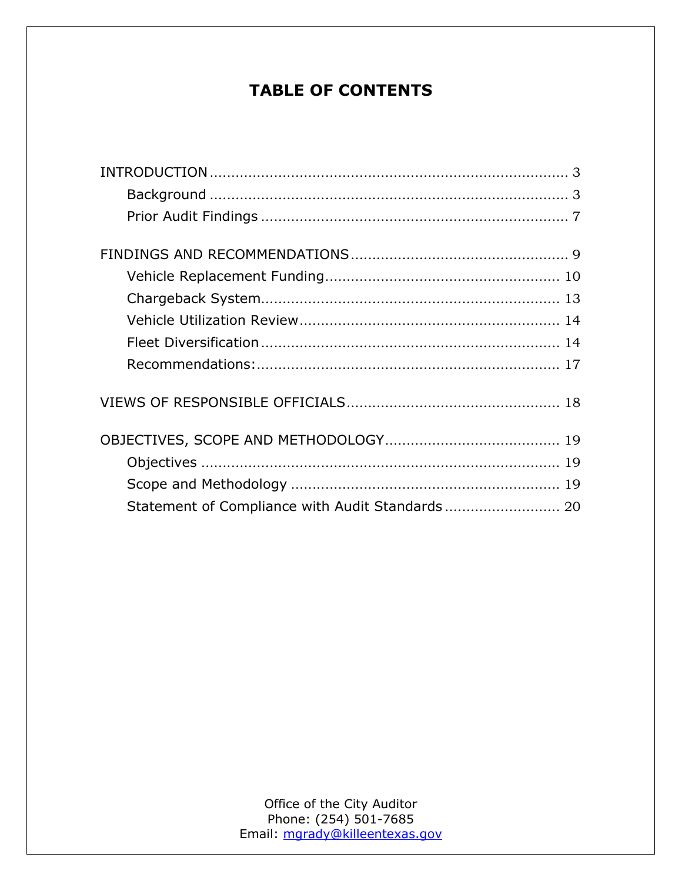# TABLE OF CONTENTS

INTRODUCTION ........................................................................ 3
- Background ........................................................................ 3
- Prior Audit Findings ........................................................................ 7

FINDINGS AND RECOMMENDATIONS ........................................................................ 9
- Vehicle Replacement Funding ........................................................................ 10
- Chargeback System ........................................................................ 13
- Vehicle Utilization Review ........................................................................ 14
- Fleet Diversification ........................................................................ 14
- Recommendations: ........................................................................ 17

VIEWS OF RESPONSIBLE OFFICIALS ........................................................................ 18

OBJECTIVES, SCOPE AND METHODOLOGY ........................................................................ 19
- Objectives ........................................................................ 19
- Scope and Methodology ........................................................................ 19
- Statement of Compliance with Audit Standards ........................................................................ 20

Office of the City Auditor
Phone: (254) 501-7685
Email: mgrady@killeentexas.gov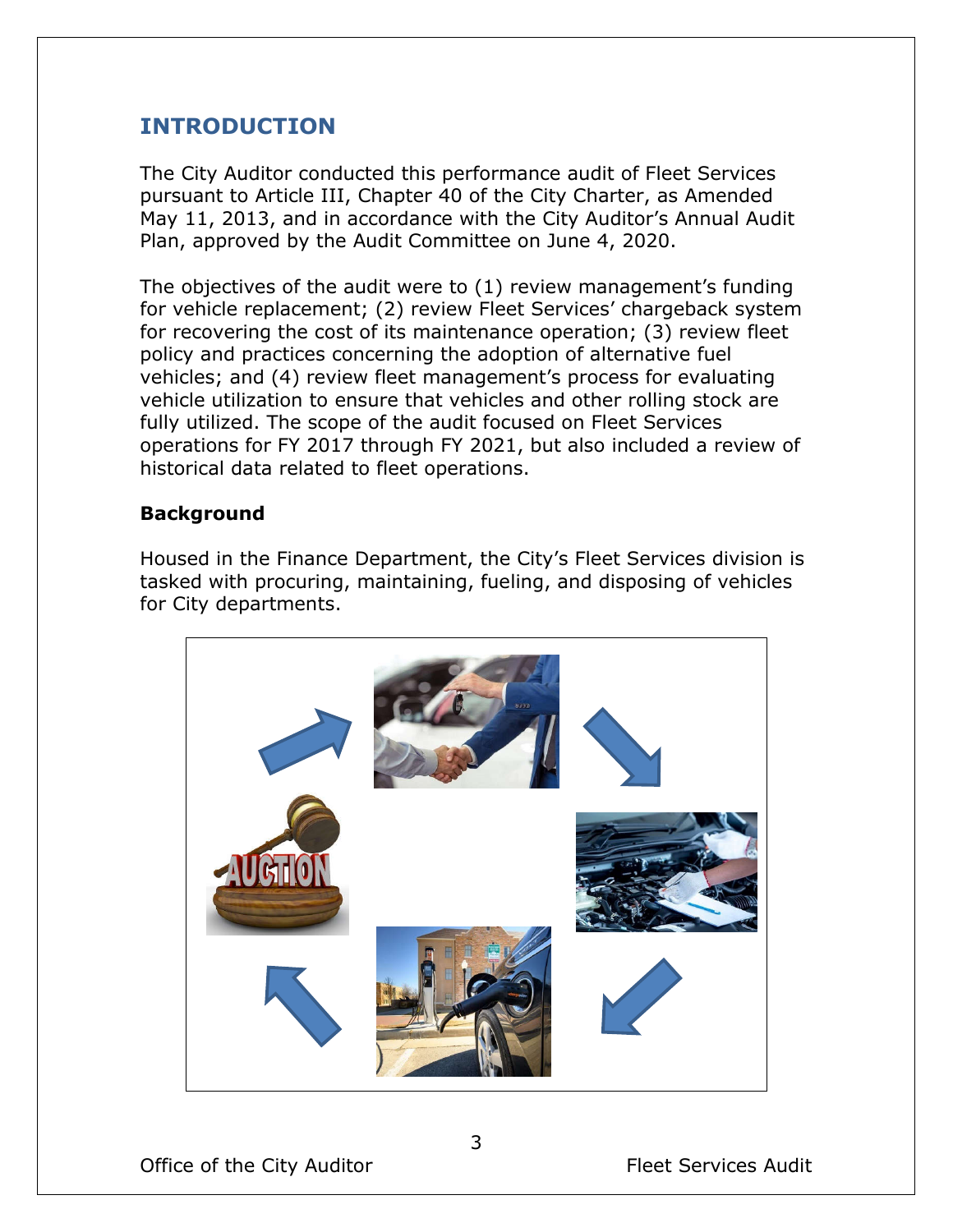## INTRODUCTION

The City Auditor conducted this performance audit of Fleet Services pursuant to Article III, Chapter 40 of the City Charter, as Amended May 11, 2013, and in accordance with the City Auditor's Annual Audit Plan, approved by the Audit Committee on June 4, 2020.

The objectives of the audit were to (1) review management's funding for vehicle replacement; (2) review Fleet Services' chargeback system for recovering the cost of its maintenance operation; (3) review fleet policy and practices concerning the adoption of alternative fuel vehicles; and (4) review fleet management's process for evaluating vehicle utilization to ensure that vehicles and other rolling stock are fully utilized. The scope of the audit focused on Fleet Services operations for FY 2017 through FY 2021, but also included a review of historical data related to fleet operations.

### Background

Housed in the Finance Department, the City's Fleet Services division is tasked with procuring, maintaining, fueling, and disposing of vehicles for City departments.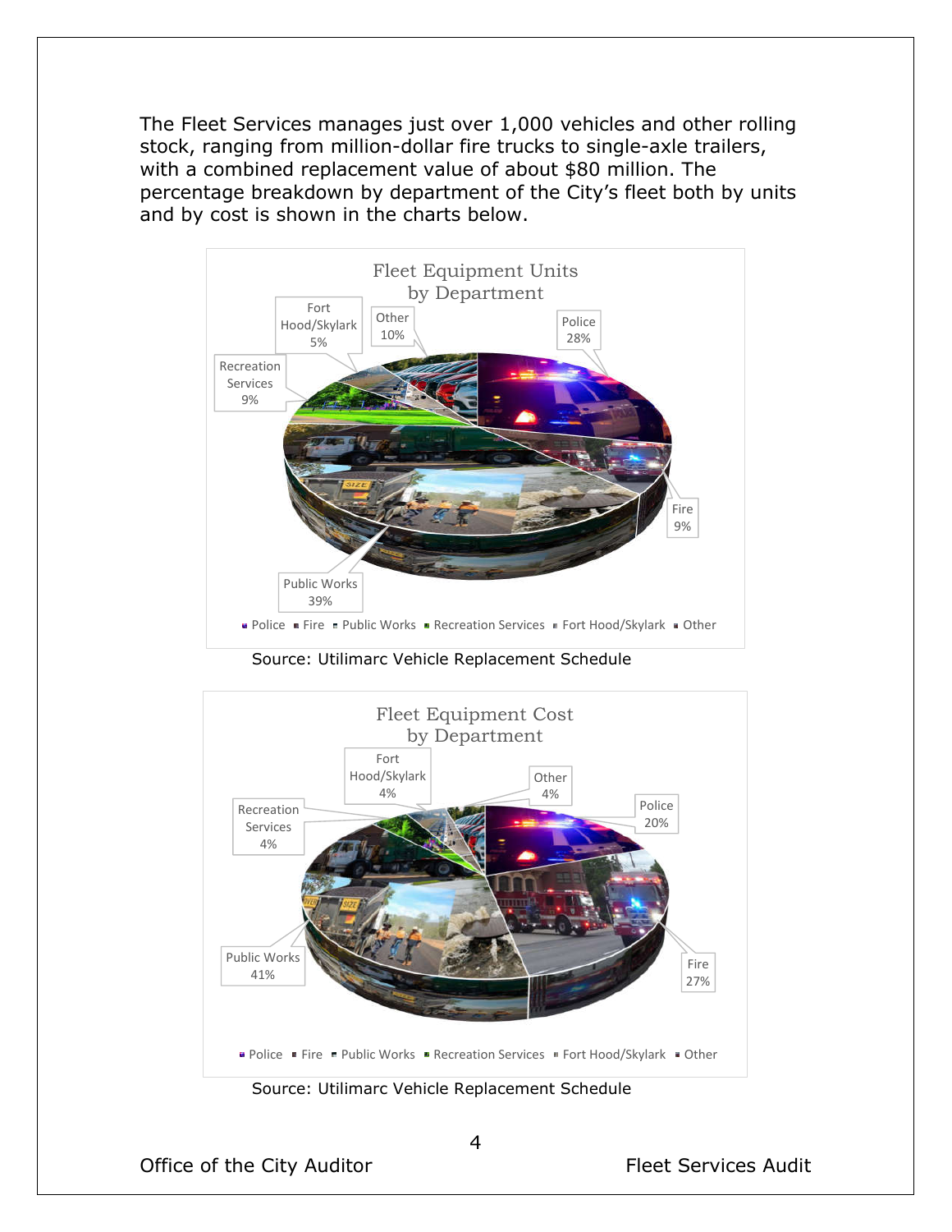The Fleet Services manages just over 1,000 vehicles and other rolling stock, ranging from million-dollar fire trucks to single-axle trailers, with a combined replacement value of about $80 million. The percentage breakdown by department of the City's fleet both by units and by cost is shown in the charts below.

**Fleet Equipment Units by Department**

| Department | Percentage |
|---|---|
| Police | 28% |
| Fire | 9% |
| Public Works | 39% |
| Recreation Services | 9% |
| Fort Hood/Skylark | 5% |
| Other | 10% |

Source: Utilimarc Vehicle Replacement Schedule

**Fleet Equipment Cost by Department**

| Department | Percentage |
|---|---|
| Police | 20% |
| Fire | 27% |
| Public Works | 41% |
| Recreation Services | 4% |
| Fort Hood/Skylark | 4% |
| Other | 4% |

Source: Utilimarc Vehicle Replacement Schedule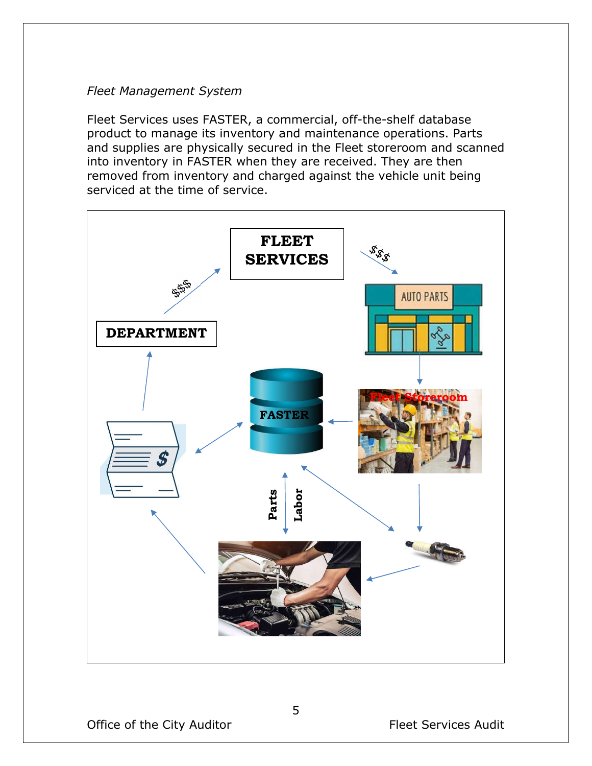*Fleet Management System*

Fleet Services uses FASTER, a commercial, off-the-shelf database product to manage its inventory and maintenance operations. Parts and supplies are physically secured in the Fleet storeroom and scanned into inventory in FASTER when they are received. They are then removed from inventory and charged against the vehicle unit being serviced at the time of service.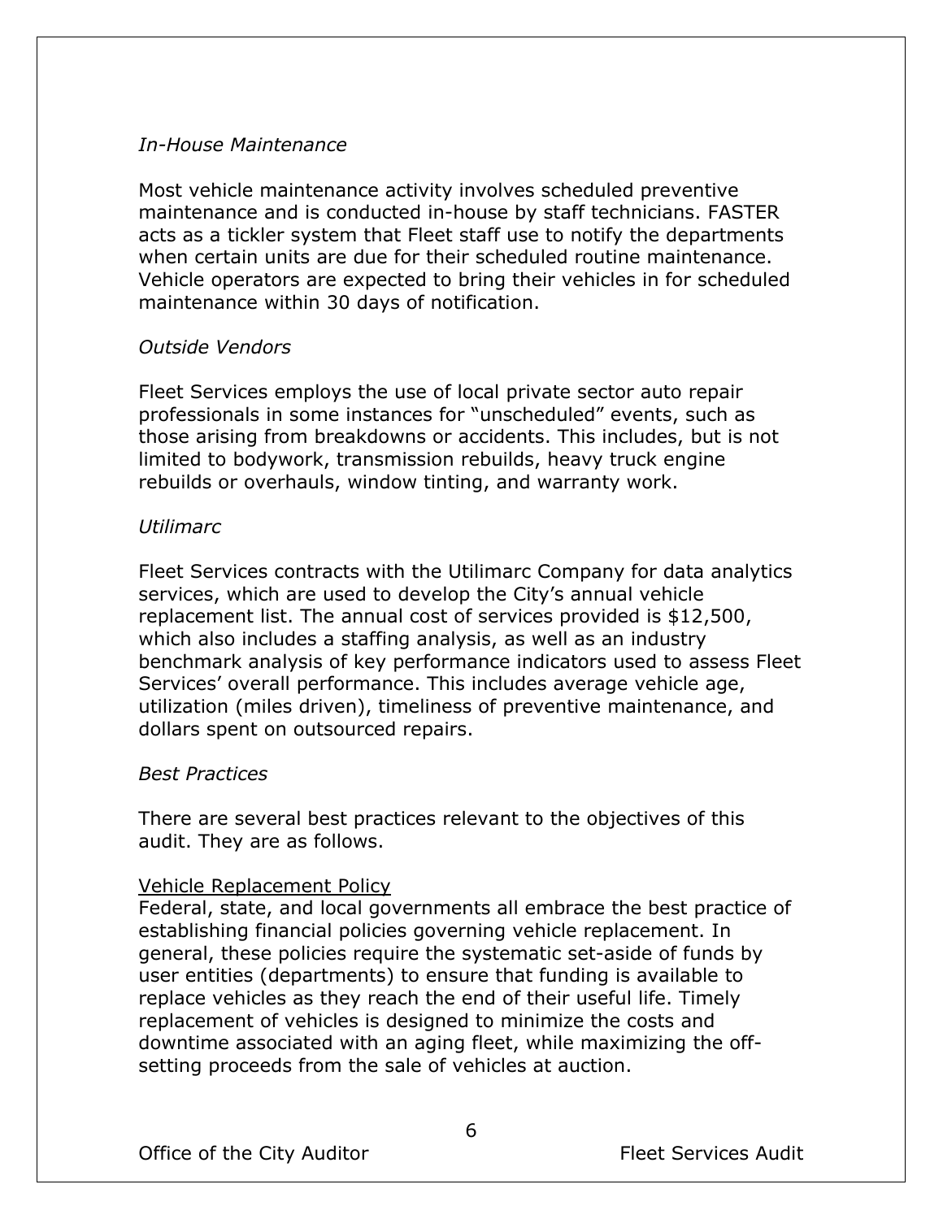*In-House Maintenance*

Most vehicle maintenance activity involves scheduled preventive maintenance and is conducted in-house by staff technicians. FASTER acts as a tickler system that Fleet staff use to notify the departments when certain units are due for their scheduled routine maintenance. Vehicle operators are expected to bring their vehicles in for scheduled maintenance within 30 days of notification.

*Outside Vendors*

Fleet Services employs the use of local private sector auto repair professionals in some instances for "unscheduled" events, such as those arising from breakdowns or accidents. This includes, but is not limited to bodywork, transmission rebuilds, heavy truck engine rebuilds or overhauls, window tinting, and warranty work.

*Utilimarc*

Fleet Services contracts with the Utilimarc Company for data analytics services, which are used to develop the City's annual vehicle replacement list. The annual cost of services provided is $12,500, which also includes a staffing analysis, as well as an industry benchmark analysis of key performance indicators used to assess Fleet Services' overall performance. This includes average vehicle age, utilization (miles driven), timeliness of preventive maintenance, and dollars spent on outsourced repairs.

*Best Practices*

There are several best practices relevant to the objectives of this audit. They are as follows.

<u>Vehicle Replacement Policy</u>
Federal, state, and local governments all embrace the best practice of establishing financial policies governing vehicle replacement. In general, these policies require the systematic set-aside of funds by user entities (departments) to ensure that funding is available to replace vehicles as they reach the end of their useful life. Timely replacement of vehicles is designed to minimize the costs and downtime associated with an aging fleet, while maximizing the off-setting proceeds from the sale of vehicles at auction.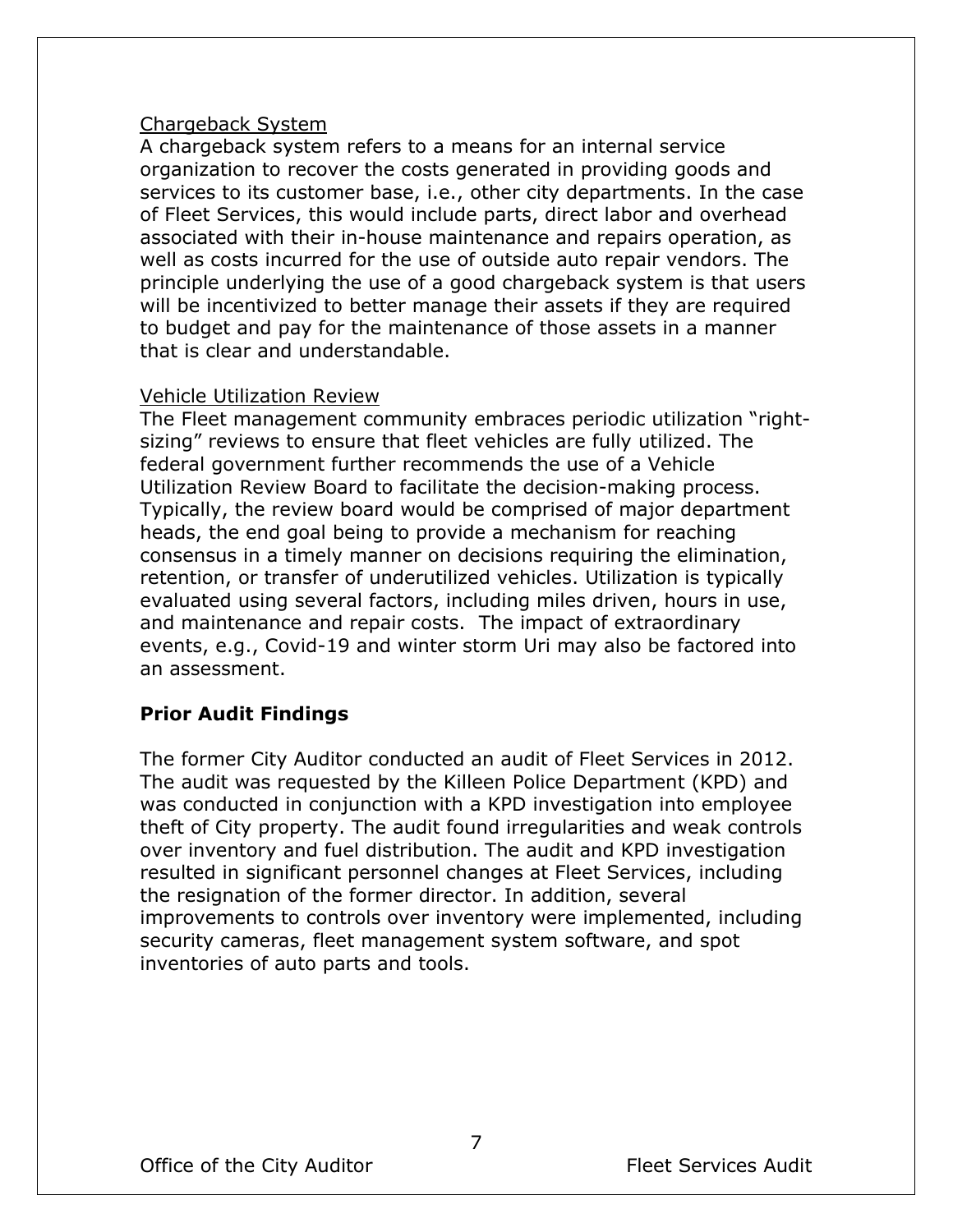Chargeback System

A chargeback system refers to a means for an internal service organization to recover the costs generated in providing goods and services to its customer base, i.e., other city departments. In the case of Fleet Services, this would include parts, direct labor and overhead associated with their in-house maintenance and repairs operation, as well as costs incurred for the use of outside auto repair vendors. The principle underlying the use of a good chargeback system is that users will be incentivized to better manage their assets if they are required to budget and pay for the maintenance of those assets in a manner that is clear and understandable.

Vehicle Utilization Review

The Fleet management community embraces periodic utilization "right-sizing" reviews to ensure that fleet vehicles are fully utilized. The federal government further recommends the use of a Vehicle Utilization Review Board to facilitate the decision-making process. Typically, the review board would be comprised of major department heads, the end goal being to provide a mechanism for reaching consensus in a timely manner on decisions requiring the elimination, retention, or transfer of underutilized vehicles. Utilization is typically evaluated using several factors, including miles driven, hours in use, and maintenance and repair costs. The impact of extraordinary events, e.g., Covid-19 and winter storm Uri may also be factored into an assessment.

## Prior Audit Findings

The former City Auditor conducted an audit of Fleet Services in 2012. The audit was requested by the Killeen Police Department (KPD) and was conducted in conjunction with a KPD investigation into employee theft of City property. The audit found irregularities and weak controls over inventory and fuel distribution. The audit and KPD investigation resulted in significant personnel changes at Fleet Services, including the resignation of the former director. In addition, several improvements to controls over inventory were implemented, including security cameras, fleet management system software, and spot inventories of auto parts and tools.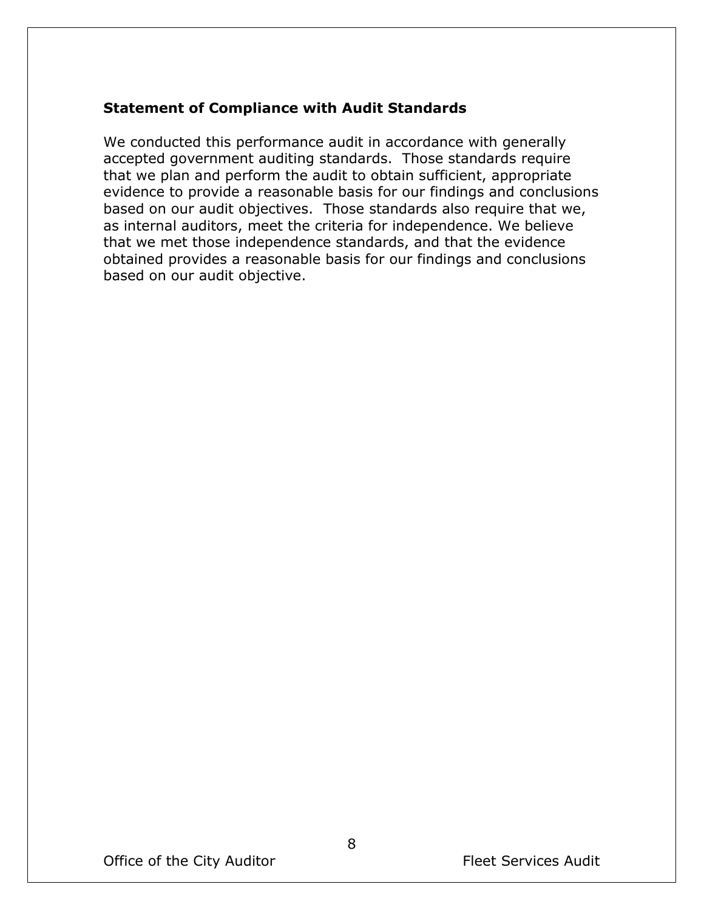**Statement of Compliance with Audit Standards**

We conducted this performance audit in accordance with generally accepted government auditing standards. Those standards require that we plan and perform the audit to obtain sufficient, appropriate evidence to provide a reasonable basis for our findings and conclusions based on our audit objectives. Those standards also require that we, as internal auditors, meet the criteria for independence. We believe that we met those independence standards, and that the evidence obtained provides a reasonable basis for our findings and conclusions based on our audit objective.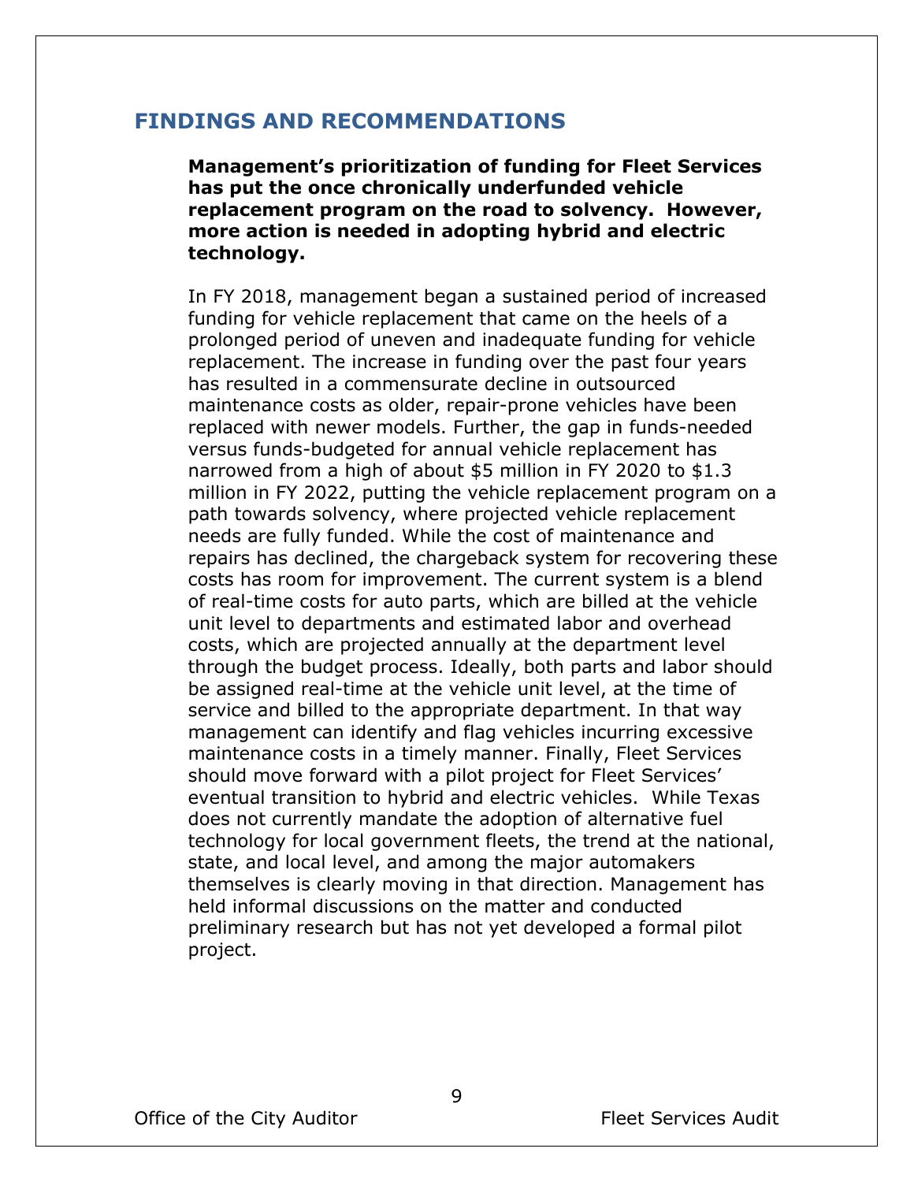## FINDINGS AND RECOMMENDATIONS

**Management's prioritization of funding for Fleet Services has put the once chronically underfunded vehicle replacement program on the road to solvency. However, more action is needed in adopting hybrid and electric technology.**

In FY 2018, management began a sustained period of increased funding for vehicle replacement that came on the heels of a prolonged period of uneven and inadequate funding for vehicle replacement. The increase in funding over the past four years has resulted in a commensurate decline in outsourced maintenance costs as older, repair-prone vehicles have been replaced with newer models. Further, the gap in funds-needed versus funds-budgeted for annual vehicle replacement has narrowed from a high of about $5 million in FY 2020 to $1.3 million in FY 2022, putting the vehicle replacement program on a path towards solvency, where projected vehicle replacement needs are fully funded. While the cost of maintenance and repairs has declined, the chargeback system for recovering these costs has room for improvement. The current system is a blend of real-time costs for auto parts, which are billed at the vehicle unit level to departments and estimated labor and overhead costs, which are projected annually at the department level through the budget process. Ideally, both parts and labor should be assigned real-time at the vehicle unit level, at the time of service and billed to the appropriate department. In that way management can identify and flag vehicles incurring excessive maintenance costs in a timely manner. Finally, Fleet Services should move forward with a pilot project for Fleet Services' eventual transition to hybrid and electric vehicles. While Texas does not currently mandate the adoption of alternative fuel technology for local government fleets, the trend at the national, state, and local level, and among the major automakers themselves is clearly moving in that direction. Management has held informal discussions on the matter and conducted preliminary research but has not yet developed a formal pilot project.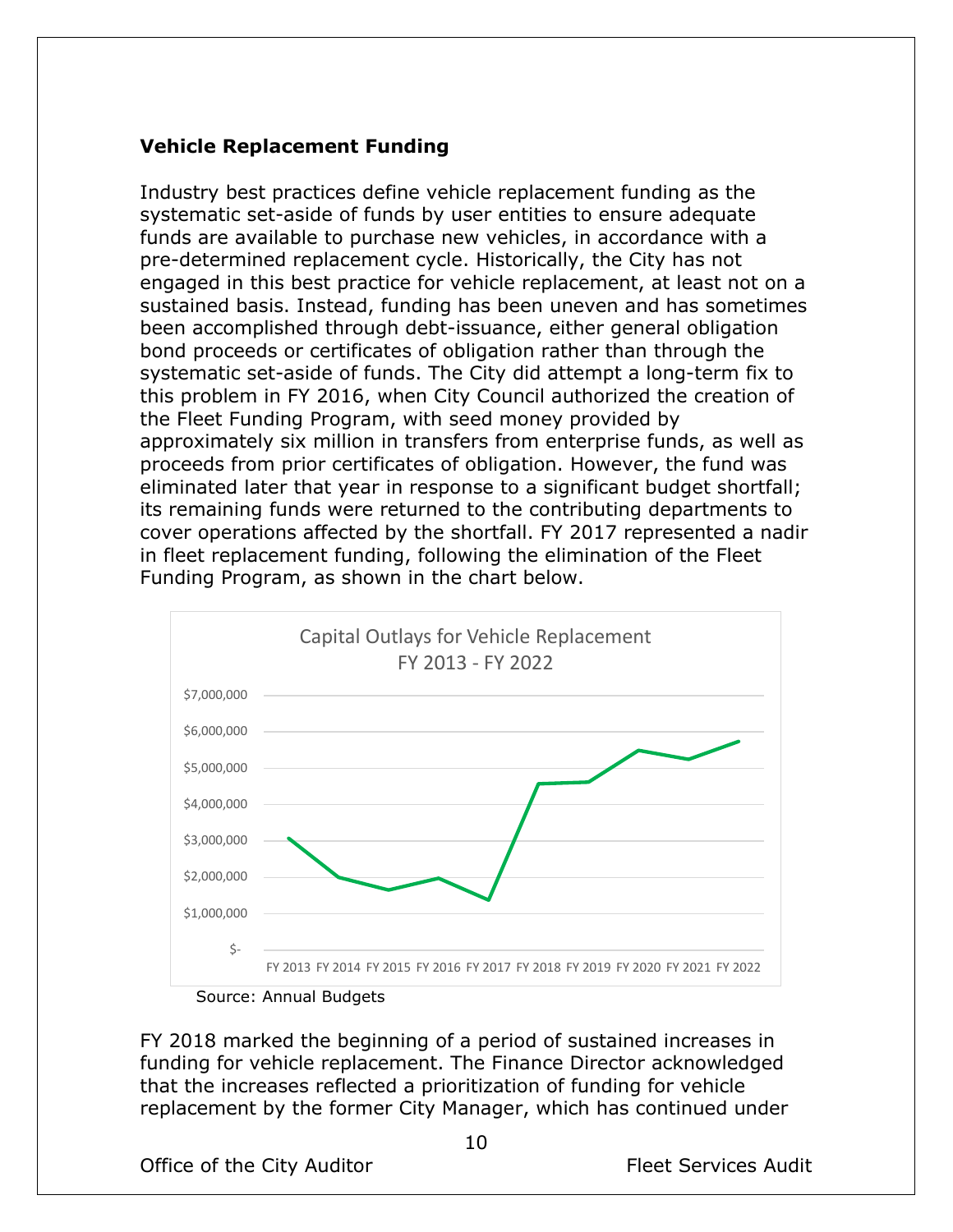### Vehicle Replacement Funding

Industry best practices define vehicle replacement funding as the systematic set-aside of funds by user entities to ensure adequate funds are available to purchase new vehicles, in accordance with a pre-determined replacement cycle. Historically, the City has not engaged in this best practice for vehicle replacement, at least not on a sustained basis. Instead, funding has been uneven and has sometimes been accomplished through debt-issuance, either general obligation bond proceeds or certificates of obligation rather than through the systematic set-aside of funds. The City did attempt a long-term fix to this problem in FY 2016, when City Council authorized the creation of the Fleet Funding Program, with seed money provided by approximately six million in transfers from enterprise funds, as well as proceeds from prior certificates of obligation. However, the fund was eliminated later that year in response to a significant budget shortfall; its remaining funds were returned to the contributing departments to cover operations affected by the shortfall. FY 2017 represented a nadir in fleet replacement funding, following the elimination of the Fleet Funding Program, as shown in the chart below.

Capital Outlays for Vehicle Replacement FY 2013 - FY 2022

Source: Annual Budgets

FY 2018 marked the beginning of a period of sustained increases in funding for vehicle replacement. The Finance Director acknowledged that the increases reflected a prioritization of funding for vehicle replacement by the former City Manager, which has continued under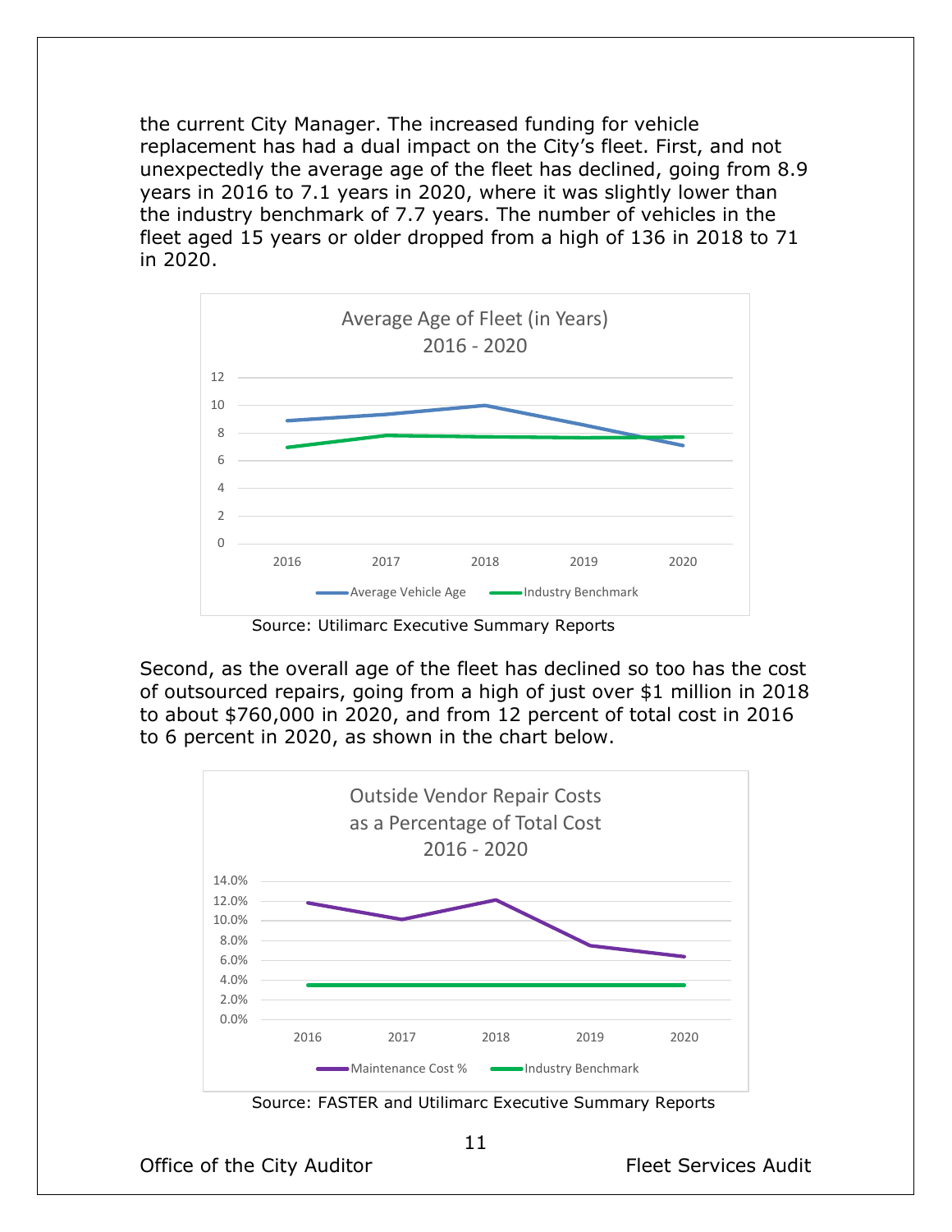the current City Manager. The increased funding for vehicle replacement has had a dual impact on the City's fleet. First, and not unexpectedly the average age of the fleet has declined, going from 8.9 years in 2016 to 7.1 years in 2020, where it was slightly lower than the industry benchmark of 7.7 years. The number of vehicles in the fleet aged 15 years or older dropped from a high of 136 in 2018 to 71 in 2020.

Source: Utilimarc Executive Summary Reports

Second, as the overall age of the fleet has declined so too has the cost of outsourced repairs, going from a high of just over $1 million in 2018 to about $760,000 in 2020, and from 12 percent of total cost in 2016 to 6 percent in 2020, as shown in the chart below.

Source: FASTER and Utilimarc Executive Summary Reports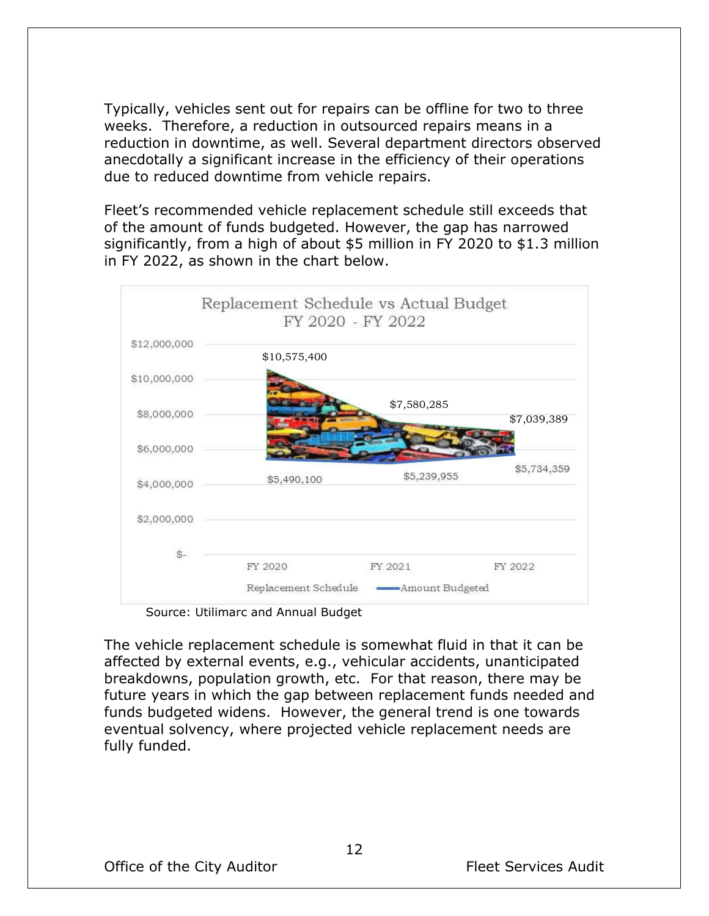Typically, vehicles sent out for repairs can be offline for two to three weeks. Therefore, a reduction in outsourced repairs means in a reduction in downtime, as well. Several department directors observed anecdotally a significant increase in the efficiency of their operations due to reduced downtime from vehicle repairs.

Fleet's recommended vehicle replacement schedule still exceeds that of the amount of funds budgeted. However, the gap has narrowed significantly, from a high of about $5 million in FY 2020 to $1.3 million in FY 2022, as shown in the chart below.

**Replacement Schedule vs Actual Budget FY 2020 - FY 2022**

| | FY 2020 | FY 2021 | FY 2022 |
|---|---|---|---|
| Replacement Schedule | $10,575,400 | $7,580,285 | $7,039,389 |
| Amount Budgeted | $5,490,100 | $5,239,955 | $5,734,359 |

Source: Utilimarc and Annual Budget

The vehicle replacement schedule is somewhat fluid in that it can be affected by external events, e.g., vehicular accidents, unanticipated breakdowns, population growth, etc. For that reason, there may be future years in which the gap between replacement funds needed and funds budgeted widens. However, the general trend is one towards eventual solvency, where projected vehicle replacement needs are fully funded.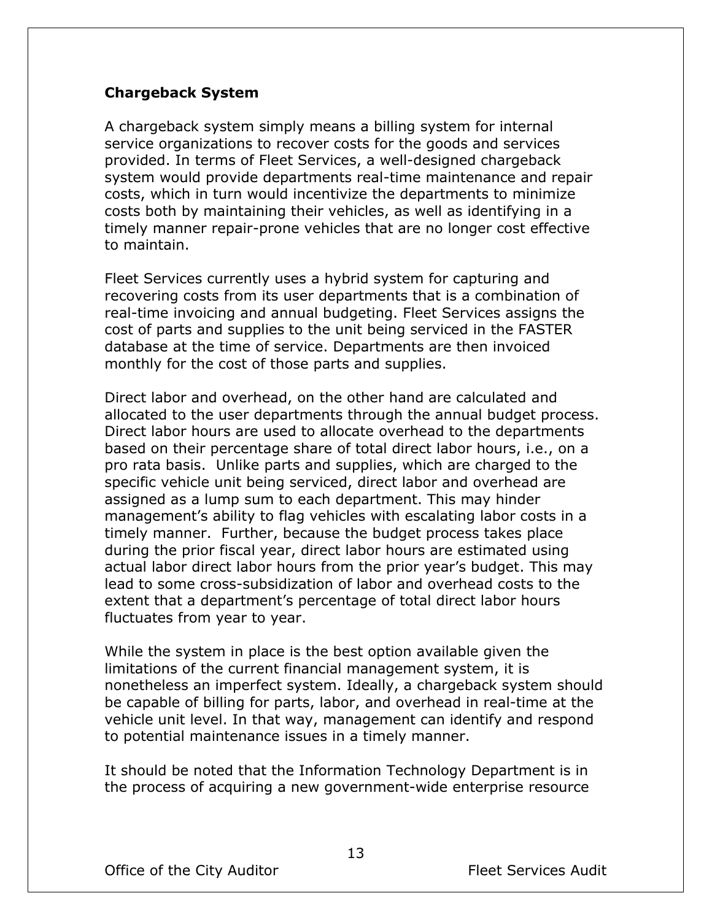## Chargeback System

A chargeback system simply means a billing system for internal service organizations to recover costs for the goods and services provided. In terms of Fleet Services, a well-designed chargeback system would provide departments real-time maintenance and repair costs, which in turn would incentivize the departments to minimize costs both by maintaining their vehicles, as well as identifying in a timely manner repair-prone vehicles that are no longer cost effective to maintain.

Fleet Services currently uses a hybrid system for capturing and recovering costs from its user departments that is a combination of real-time invoicing and annual budgeting. Fleet Services assigns the cost of parts and supplies to the unit being serviced in the FASTER database at the time of service. Departments are then invoiced monthly for the cost of those parts and supplies.

Direct labor and overhead, on the other hand are calculated and allocated to the user departments through the annual budget process. Direct labor hours are used to allocate overhead to the departments based on their percentage share of total direct labor hours, i.e., on a pro rata basis. Unlike parts and supplies, which are charged to the specific vehicle unit being serviced, direct labor and overhead are assigned as a lump sum to each department. This may hinder management's ability to flag vehicles with escalating labor costs in a timely manner. Further, because the budget process takes place during the prior fiscal year, direct labor hours are estimated using actual labor direct labor hours from the prior year's budget. This may lead to some cross-subsidization of labor and overhead costs to the extent that a department's percentage of total direct labor hours fluctuates from year to year.

While the system in place is the best option available given the limitations of the current financial management system, it is nonetheless an imperfect system. Ideally, a chargeback system should be capable of billing for parts, labor, and overhead in real-time at the vehicle unit level. In that way, management can identify and respond to potential maintenance issues in a timely manner.

It should be noted that the Information Technology Department is in the process of acquiring a new government-wide enterprise resource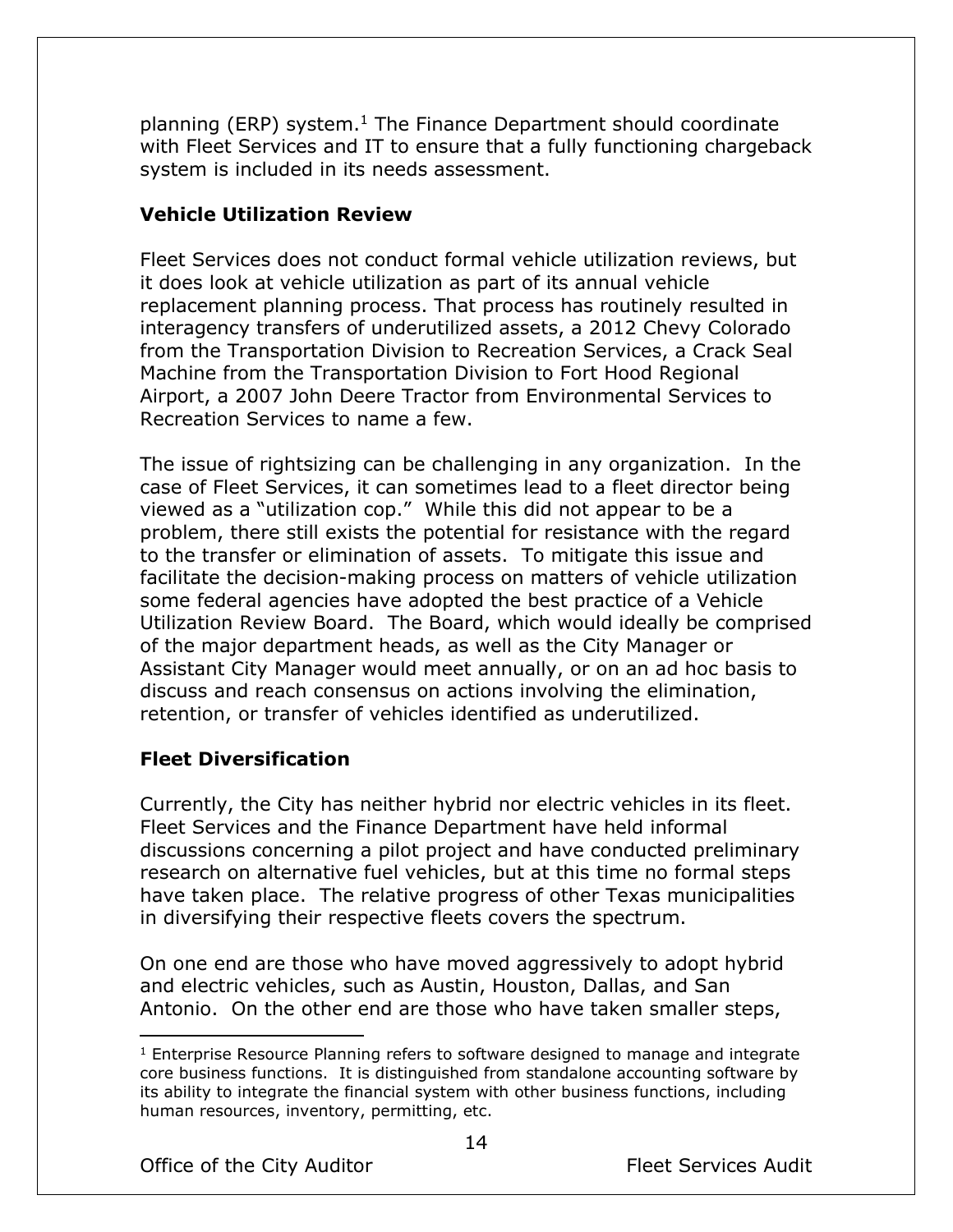planning (ERP) system.[1] The Finance Department should coordinate with Fleet Services and IT to ensure that a fully functioning chargeback system is included in its needs assessment.

**Vehicle Utilization Review**

Fleet Services does not conduct formal vehicle utilization reviews, but it does look at vehicle utilization as part of its annual vehicle replacement planning process. That process has routinely resulted in interagency transfers of underutilized assets, a 2012 Chevy Colorado from the Transportation Division to Recreation Services, a Crack Seal Machine from the Transportation Division to Fort Hood Regional Airport, a 2007 John Deere Tractor from Environmental Services to Recreation Services to name a few.

The issue of rightsizing can be challenging in any organization. In the case of Fleet Services, it can sometimes lead to a fleet director being viewed as a "utilization cop." While this did not appear to be a problem, there still exists the potential for resistance with the regard to the transfer or elimination of assets. To mitigate this issue and facilitate the decision-making process on matters of vehicle utilization some federal agencies have adopted the best practice of a Vehicle Utilization Review Board. The Board, which would ideally be comprised of the major department heads, as well as the City Manager or Assistant City Manager would meet annually, or on an ad hoc basis to discuss and reach consensus on actions involving the elimination, retention, or transfer of vehicles identified as underutilized.

**Fleet Diversification**

Currently, the City has neither hybrid nor electric vehicles in its fleet. Fleet Services and the Finance Department have held informal discussions concerning a pilot project and have conducted preliminary research on alternative fuel vehicles, but at this time no formal steps have taken place. The relative progress of other Texas municipalities in diversifying their respective fleets covers the spectrum.

On one end are those who have moved aggressively to adopt hybrid and electric vehicles, such as Austin, Houston, Dallas, and San Antonio. On the other end are those who have taken smaller steps,

[1] Enterprise Resource Planning refers to software designed to manage and integrate core business functions. It is distinguished from standalone accounting software by its ability to integrate the financial system with other business functions, including human resources, inventory, permitting, etc.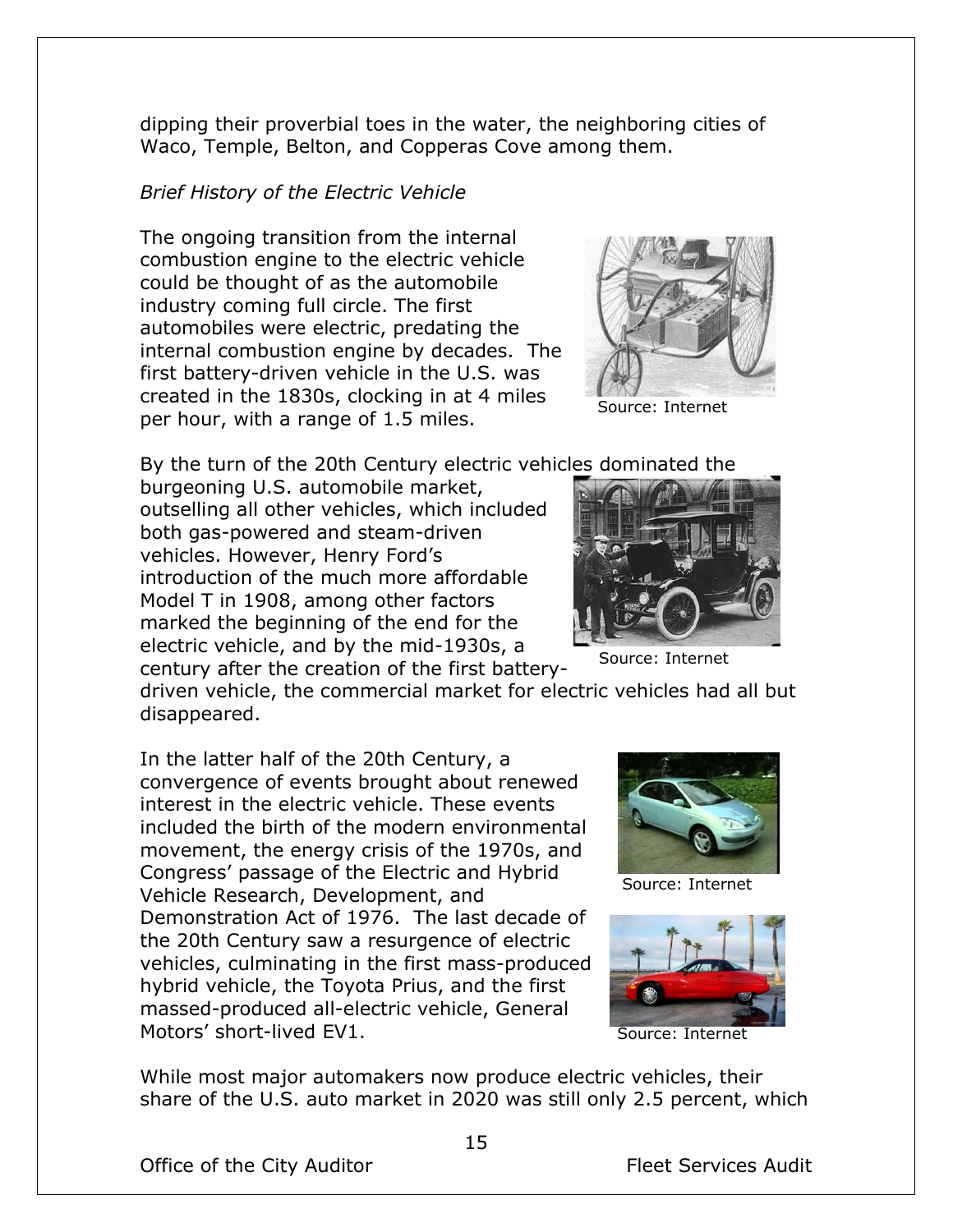dipping their proverbial toes in the water, the neighboring cities of Waco, Temple, Belton, and Copperas Cove among them.

*Brief History of the Electric Vehicle*

The ongoing transition from the internal combustion engine to the electric vehicle could be thought of as the automobile industry coming full circle. The first automobiles were electric, predating the internal combustion engine by decades. The first battery-driven vehicle in the U.S. was created in the 1830s, clocking in at 4 miles per hour, with a range of 1.5 miles.

Source: Internet

By the turn of the 20th Century electric vehicles dominated the burgeoning U.S. automobile market, outselling all other vehicles, which included both gas-powered and steam-driven vehicles. However, Henry Ford's introduction of the much more affordable Model T in 1908, among other factors marked the beginning of the end for the electric vehicle, and by the mid-1930s, a century after the creation of the first battery-driven vehicle, the commercial market for electric vehicles had all but disappeared.

Source: Internet

In the latter half of the 20th Century, a convergence of events brought about renewed interest in the electric vehicle. These events included the birth of the modern environmental movement, the energy crisis of the 1970s, and Congress' passage of the Electric and Hybrid Vehicle Research, Development, and Demonstration Act of 1976. The last decade of the 20th Century saw a resurgence of electric vehicles, culminating in the first mass-produced hybrid vehicle, the Toyota Prius, and the first massed-produced all-electric vehicle, General Motors' short-lived EV1.

Source: Internet

Source: Internet

While most major automakers now produce electric vehicles, their share of the U.S. auto market in 2020 was still only 2.5 percent, which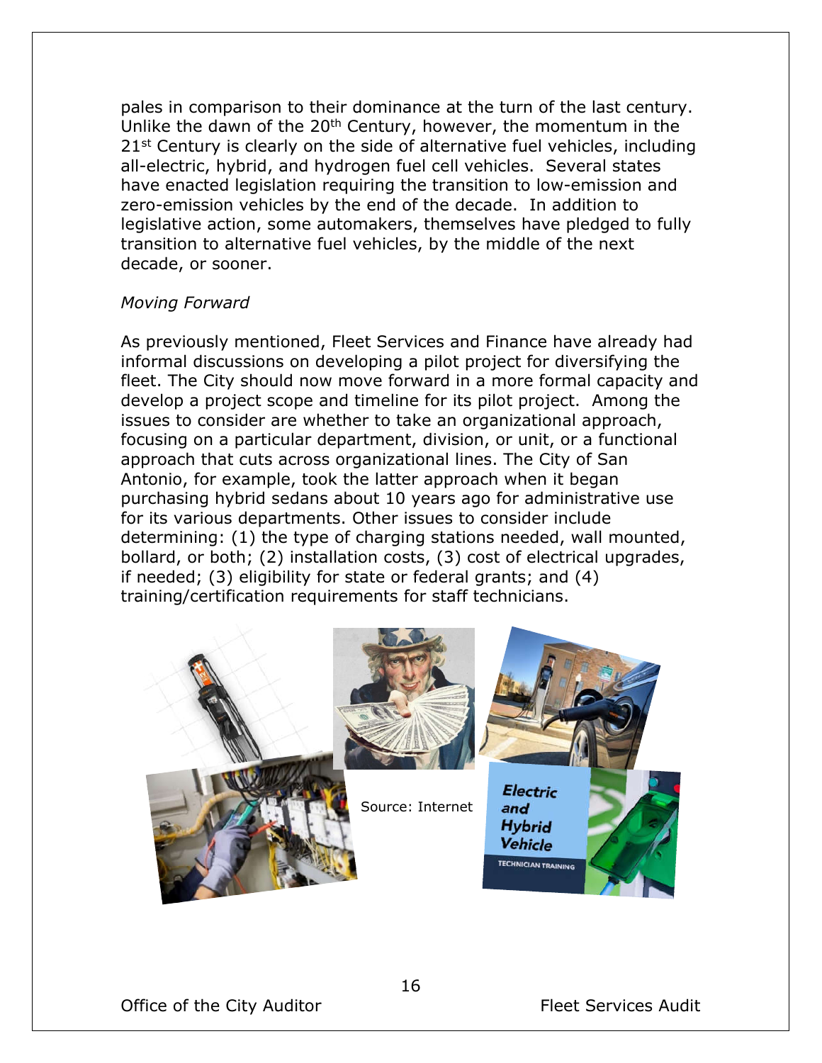pales in comparison to their dominance at the turn of the last century. Unlike the dawn of the 20th Century, however, the momentum in the 21st Century is clearly on the side of alternative fuel vehicles, including all-electric, hybrid, and hydrogen fuel cell vehicles. Several states have enacted legislation requiring the transition to low-emission and zero-emission vehicles by the end of the decade. In addition to legislative action, some automakers, themselves have pledged to fully transition to alternative fuel vehicles, by the middle of the next decade, or sooner.

*Moving Forward*

As previously mentioned, Fleet Services and Finance have already had informal discussions on developing a pilot project for diversifying the fleet. The City should now move forward in a more formal capacity and develop a project scope and timeline for its pilot project. Among the issues to consider are whether to take an organizational approach, focusing on a particular department, division, or unit, or a functional approach that cuts across organizational lines. The City of San Antonio, for example, took the latter approach when it began purchasing hybrid sedans about 10 years ago for administrative use for its various departments. Other issues to consider include determining: (1) the type of charging stations needed, wall mounted, bollard, or both; (2) installation costs, (3) cost of electrical upgrades, if needed; (3) eligibility for state or federal grants; and (4) training/certification requirements for staff technicians.

Source: Internet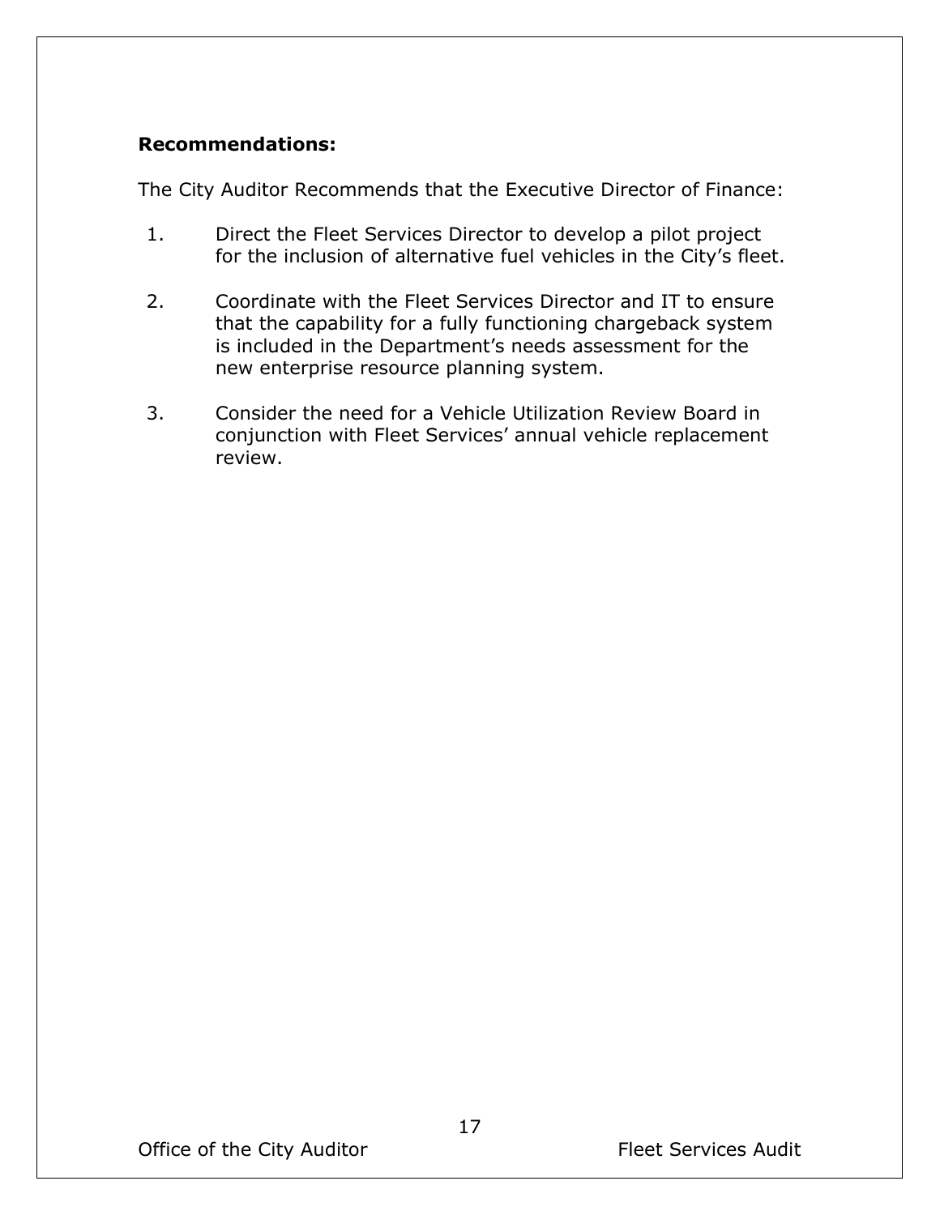**Recommendations:**

The City Auditor Recommends that the Executive Director of Finance:

1. Direct the Fleet Services Director to develop a pilot project for the inclusion of alternative fuel vehicles in the City's fleet.

2. Coordinate with the Fleet Services Director and IT to ensure that the capability for a fully functioning chargeback system is included in the Department's needs assessment for the new enterprise resource planning system.

3. Consider the need for a Vehicle Utilization Review Board in conjunction with Fleet Services' annual vehicle replacement review.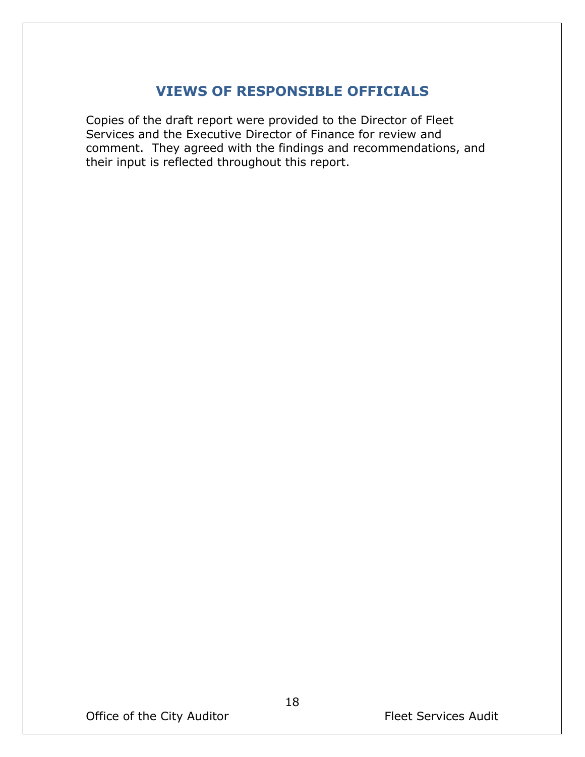## VIEWS OF RESPONSIBLE OFFICIALS

Copies of the draft report were provided to the Director of Fleet Services and the Executive Director of Finance for review and comment. They agreed with the findings and recommendations, and their input is reflected throughout this report.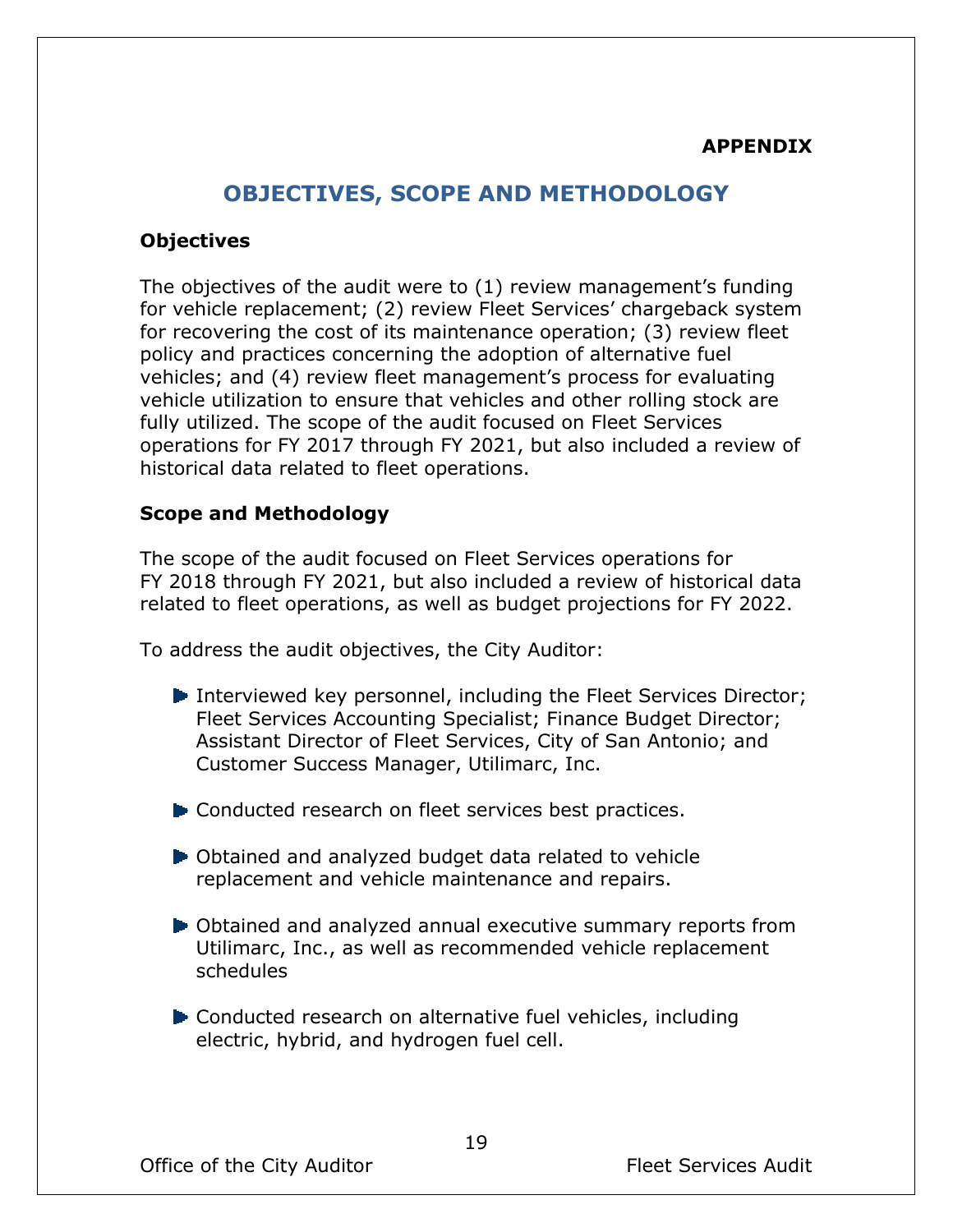**APPENDIX**

## OBJECTIVES, SCOPE AND METHODOLOGY

### Objectives

The objectives of the audit were to (1) review management's funding for vehicle replacement; (2) review Fleet Services' chargeback system for recovering the cost of its maintenance operation; (3) review fleet policy and practices concerning the adoption of alternative fuel vehicles; and (4) review fleet management's process for evaluating vehicle utilization to ensure that vehicles and other rolling stock are fully utilized. The scope of the audit focused on Fleet Services operations for FY 2017 through FY 2021, but also included a review of historical data related to fleet operations.

### Scope and Methodology

The scope of the audit focused on Fleet Services operations for FY 2018 through FY 2021, but also included a review of historical data related to fleet operations, as well as budget projections for FY 2022.

To address the audit objectives, the City Auditor:

- Interviewed key personnel, including the Fleet Services Director; Fleet Services Accounting Specialist; Finance Budget Director; Assistant Director of Fleet Services, City of San Antonio; and Customer Success Manager, Utilimarc, Inc.
- Conducted research on fleet services best practices.
- Obtained and analyzed budget data related to vehicle replacement and vehicle maintenance and repairs.
- Obtained and analyzed annual executive summary reports from Utilimarc, Inc., as well as recommended vehicle replacement schedules
- Conducted research on alternative fuel vehicles, including electric, hybrid, and hydrogen fuel cell.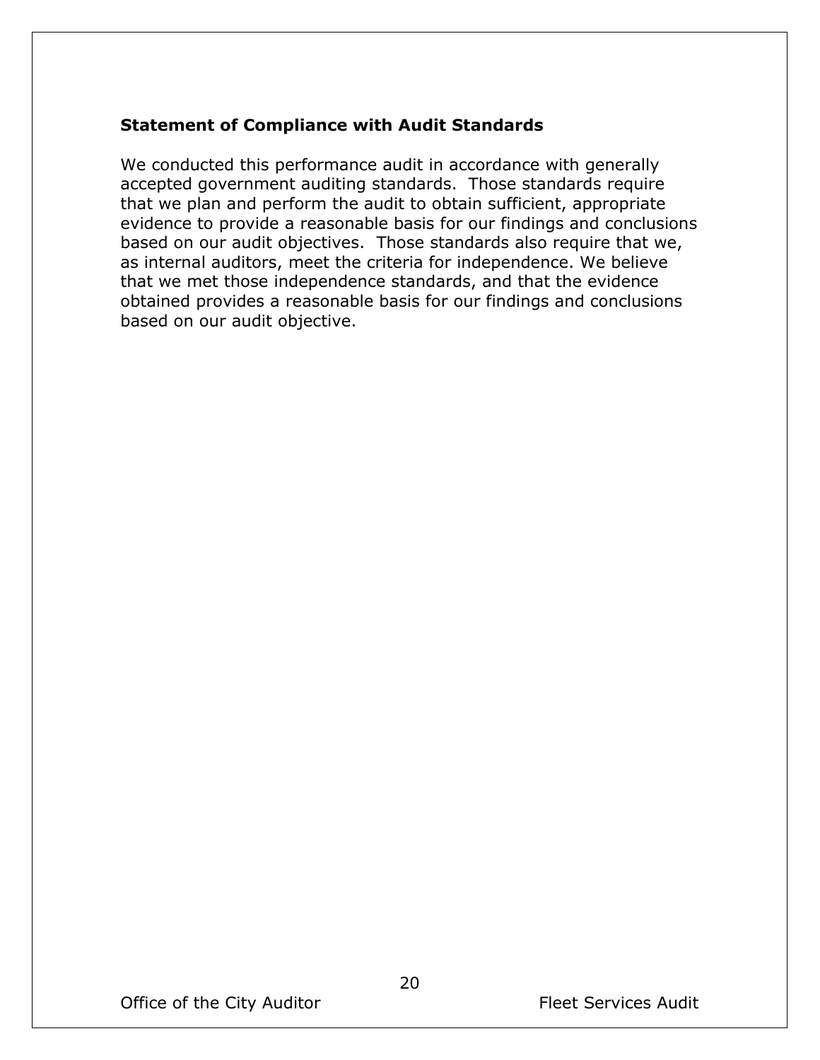**Statement of Compliance with Audit Standards**

We conducted this performance audit in accordance with generally accepted government auditing standards. Those standards require that we plan and perform the audit to obtain sufficient, appropriate evidence to provide a reasonable basis for our findings and conclusions based on our audit objectives. Those standards also require that we, as internal auditors, meet the criteria for independence. We believe that we met those independence standards, and that the evidence obtained provides a reasonable basis for our findings and conclusions based on our audit objective.